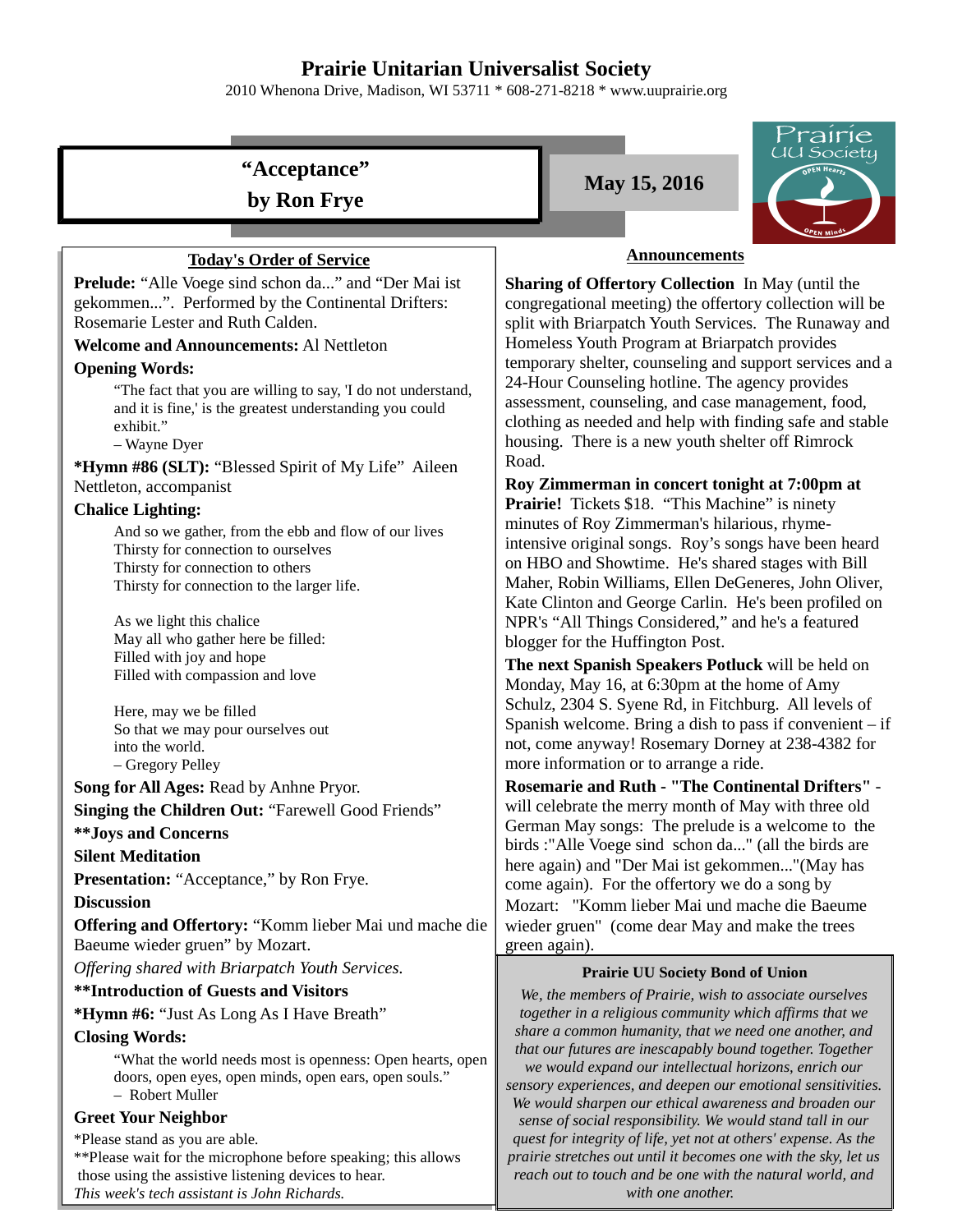# Prairie Unitarian Universalist Society

2010 Whenona Drive, Madison, WI 53711 * 608-271-8218 * www.uuprairie.org

## "Acceptance" by Ron Frye

**May 15, 2016**

Prairie UU Society — OPEN Hearts — OPEN Minds

### Today's Order of Service

**Prelude:** "Alle Voege sind schon da..." and "Der Mai ist gekommen...". Performed by the Continental Drifters: Rosemarie Lester and Ruth Calden.

**Welcome and Announcements:** Al Nettleton

**Opening Words:**

> "The fact that you are willing to say, 'I do not understand, and it is fine,' is the greatest understanding you could exhibit."
> – Wayne Dyer

***Hymn #86 (SLT):** "Blessed Spirit of My Life" Aileen Nettleton, accompanist

**Chalice Lighting:**

> And so we gather, from the ebb and flow of our lives
> Thirsty for connection to ourselves
> Thirsty for connection to others
> Thirsty for connection to the larger life.
>
> As we light this chalice
> May all who gather here be filled:
> Filled with joy and hope
> Filled with compassion and love
>
> Here, may we be filled
> So that we may pour ourselves out
> into the world.
> – Gregory Pelley

**Song for All Ages:** Read by Anhne Pryor.

**Singing the Children Out:** "Farewell Good Friends"

****Joys and Concerns**

**Silent Meditation**

**Presentation:** "Acceptance," by Ron Frye.

**Discussion**

**Offering and Offertory:** "Komm lieber Mai und mache die Baeume wieder gruen" by Mozart.

*Offering shared with Briarpatch Youth Services.*

****Introduction of Guests and Visitors**

***Hymn #6:** "Just As Long As I Have Breath"

**Closing Words:**

> "What the world needs most is openness: Open hearts, open doors, open eyes, open minds, open ears, open souls."
> – Robert Muller

**Greet Your Neighbor**

*Please stand as you are able.

**Please wait for the microphone before speaking; this allows those using the assistive listening devices to hear.

*This week's tech assistant is John Richards.*

### Announcements

**Sharing of Offertory Collection** In May (until the congregational meeting) the offertory collection will be split with Briarpatch Youth Services. The Runaway and Homeless Youth Program at Briarpatch provides temporary shelter, counseling and support services and a 24-Hour Counseling hotline. The agency provides assessment, counseling, and case management, food, clothing as needed and help with finding safe and stable housing. There is a new youth shelter off Rimrock Road.

**Roy Zimmerman in concert tonight at 7:00pm at Prairie!** Tickets $18. "This Machine" is ninety minutes of Roy Zimmerman's hilarious, rhyme-intensive original songs. Roy's songs have been heard on HBO and Showtime. He's shared stages with Bill Maher, Robin Williams, Ellen DeGeneres, John Oliver, Kate Clinton and George Carlin. He's been profiled on NPR's "All Things Considered," and he's a featured blogger for the Huffington Post.

**The next Spanish Speakers Potluck** will be held on Monday, May 16, at 6:30pm at the home of Amy Schulz, 2304 S. Syene Rd, in Fitchburg. All levels of Spanish welcome. Bring a dish to pass if convenient – if not, come anyway! Rosemary Dorney at 238-4382 for more information or to arrange a ride.

**Rosemarie and Ruth - "The Continental Drifters"** - will celebrate the merry month of May with three old German May songs: The prelude is a welcome to the birds :"Alle Voege sind schon da..." (all the birds are here again) and "Der Mai ist gekommen..."(May has come again). For the offertory we do a song by Mozart: "Komm lieber Mai und mache die Baeume wieder gruen" (come dear May and make the trees green again).

### Prairie UU Society Bond of Union

*We, the members of Prairie, wish to associate ourselves together in a religious community which affirms that we share a common humanity, that we need one another, and that our futures are inescapably bound together. Together we would expand our intellectual horizons, enrich our sensory experiences, and deepen our emotional sensitivities. We would sharpen our ethical awareness and broaden our sense of social responsibility. We would stand tall in our quest for integrity of life, yet not at others' expense. As the prairie stretches out until it becomes one with the sky, let us reach out to touch and be one with the natural world, and with one another.*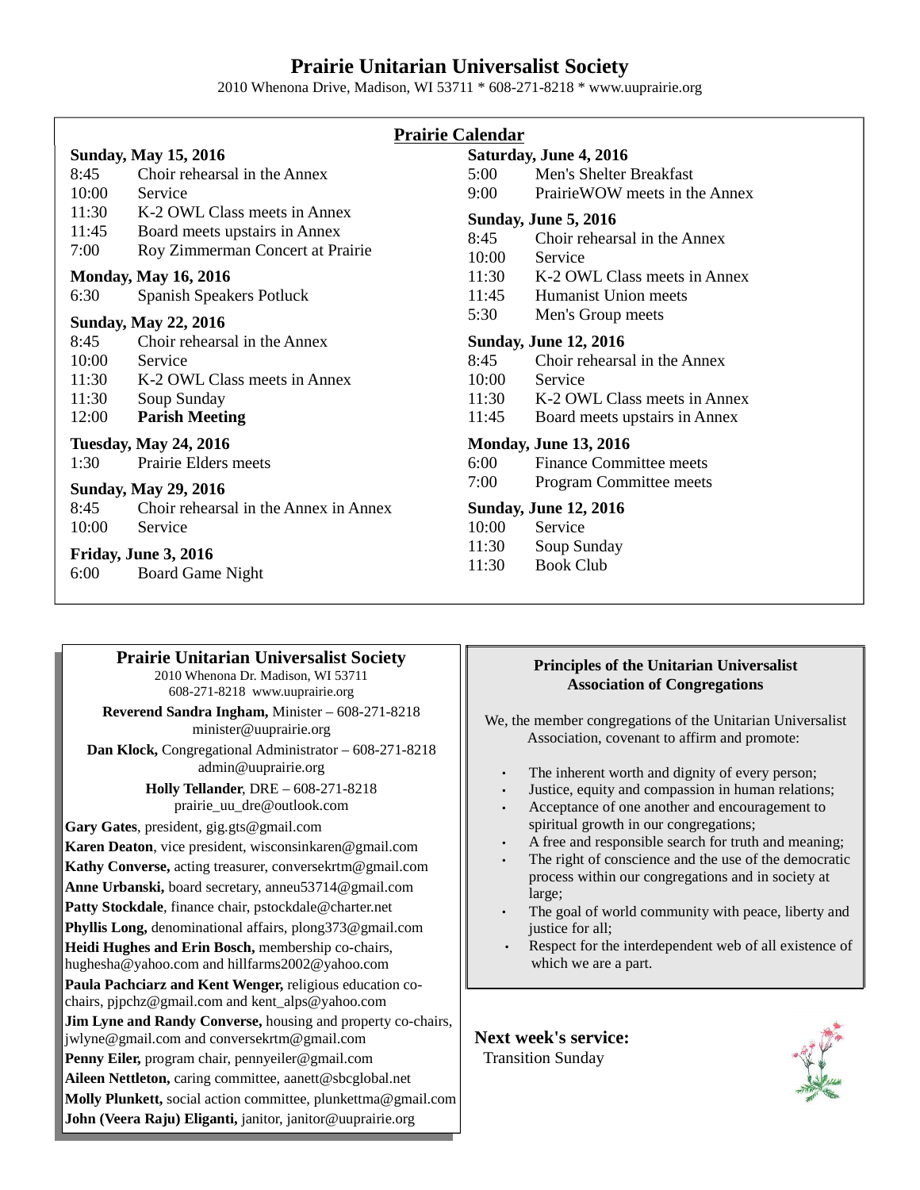# Prairie Unitarian Universalist Society

2010 Whenona Drive, Madison, WI 53711 * 608-271-8218 * www.uuprairie.org

## Prairie Calendar

**Sunday, May 15, 2016**
8:45 Choir rehearsal in the Annex
10:00 Service
11:30 K-2 OWL Class meets in Annex
11:45 Board meets upstairs in Annex
7:00 Roy Zimmerman Concert at Prairie

**Monday, May 16, 2016**
6:30 Spanish Speakers Potluck

**Sunday, May 22, 2016**
8:45 Choir rehearsal in the Annex
10:00 Service
11:30 K-2 OWL Class meets in Annex
11:30 Soup Sunday
12:00 **Parish Meeting**

**Tuesday, May 24, 2016**
1:30 Prairie Elders meets

**Sunday, May 29, 2016**
8:45 Choir rehearsal in the Annex in Annex
10:00 Service

**Friday, June 3, 2016**
6:00 Board Game Night

**Saturday, June 4, 2016**
5:00 Men's Shelter Breakfast
9:00 PrairieWOW meets in the Annex

**Sunday, June 5, 2016**
8:45 Choir rehearsal in the Annex
10:00 Service
11:30 K-2 OWL Class meets in Annex
11:45 Humanist Union meets
5:30 Men's Group meets

**Sunday, June 12, 2016**
8:45 Choir rehearsal in the Annex
10:00 Service
11:30 K-2 OWL Class meets in Annex
11:45 Board meets upstairs in Annex

**Monday, June 13, 2016**
6:00 Finance Committee meets
7:00 Program Committee meets

**Sunday, June 12, 2016**
10:00 Service
11:30 Soup Sunday
11:30 Book Club

---

### Prairie Unitarian Universalist Society

2010 Whenona Dr. Madison, WI 53711
608-271-8218 www.uuprairie.org

**Reverend Sandra Ingham,** Minister – 608-271-8218
minister@uuprairie.org

**Dan Klock,** Congregational Administrator – 608-271-8218
admin@uuprairie.org

**Holly Tellander**, DRE – 608-271-8218
prairie_uu_dre@outlook.com

**Gary Gates**, president, gig.gts@gmail.com
**Karen Deaton**, vice president, wisconsinkaren@gmail.com
**Kathy Converse,** acting treasurer, conversekrtm@gmail.com
**Anne Urbanski,** board secretary, anneu53714@gmail.com
**Patty Stockdale**, finance chair, pstockdale@charter.net
**Phyllis Long,** denominational affairs, plong373@gmail.com
**Heidi Hughes and Erin Bosch,** membership co-chairs, hughesha@yahoo.com and hillfarms2002@yahoo.com
**Paula Pachciarz and Kent Wenger,** religious education co-chairs, pjpchz@gmail.com and kent_alps@yahoo.com
**Jim Lyne and Randy Converse,** housing and property co-chairs, jwlyne@gmail.com and conversekrtm@gmail.com
**Penny Eiler,** program chair, pennyeiler@gmail.com
**Aileen Nettleton,** caring committee, aanett@sbcglobal.net
**Molly Plunkett,** social action committee, plunkettma@gmail.com
**John (Veera Raju) Eliganti,** janitor, janitor@uuprairie.org

### Principles of the Unitarian Universalist Association of Congregations

We, the member congregations of the Unitarian Universalist Association, covenant to affirm and promote:

- The inherent worth and dignity of every person;
- Justice, equity and compassion in human relations;
- Acceptance of one another and encouragement to spiritual growth in our congregations;
- A free and responsible search for truth and meaning;
- The right of conscience and the use of the democratic process within our congregations and in society at large;
- The goal of world community with peace, liberty and justice for all;
- Respect for the interdependent web of all existence of which we are a part.

**Next week's service:**
Transition Sunday